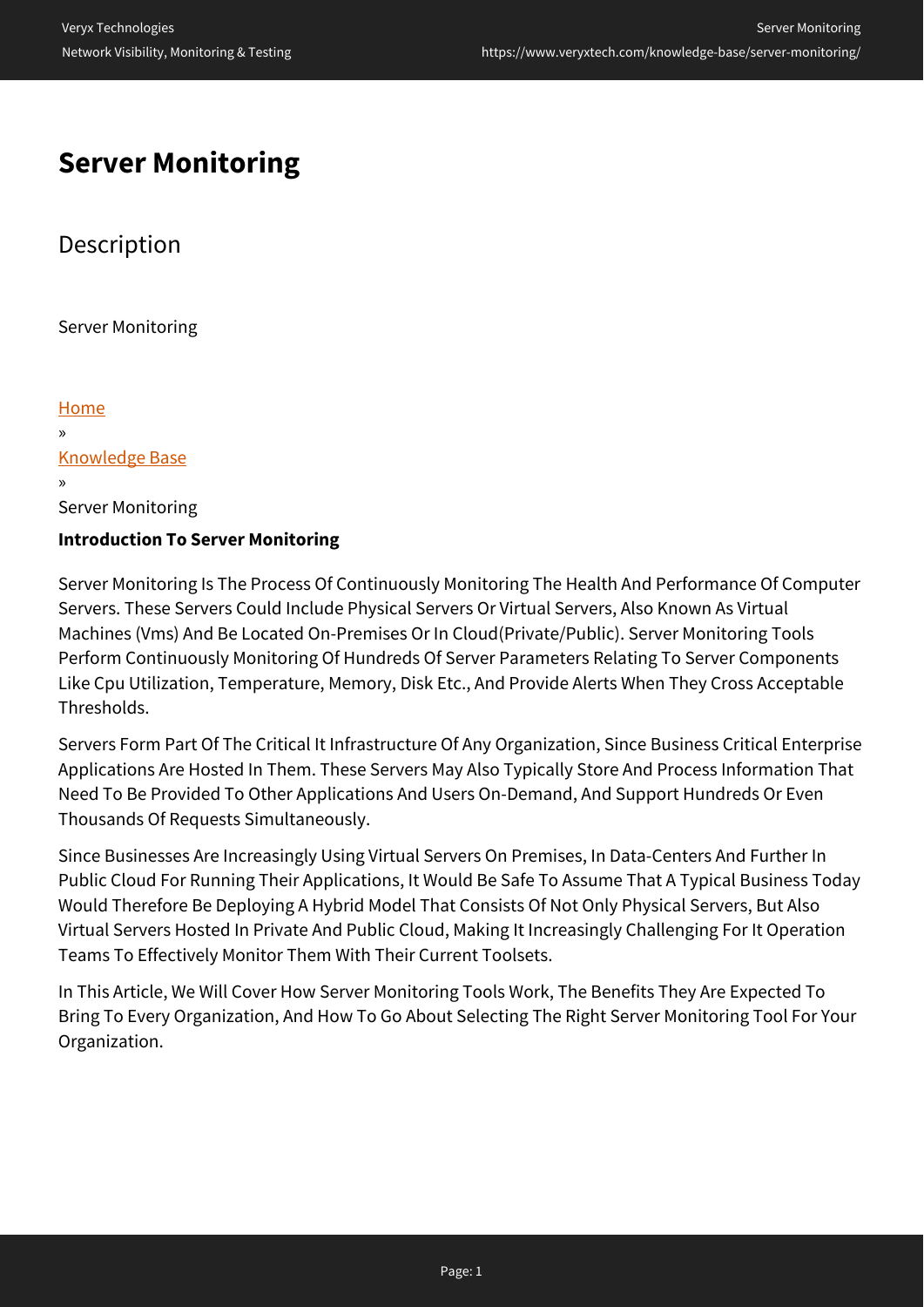# Server Monitoring

## Description

Server Monitoring

[Home](#)
»
[Knowledge Base](#)
»
Server Monitoring

**Introduction To Server Monitoring**

Server Monitoring Is The Process Of Continuously Monitoring The Health And Performance Of Computer Servers. These Servers Could Include Physical Servers Or Virtual Servers, Also Known As Virtual Machines (Vms) And Be Located On-Premises Or In Cloud(Private/Public). Server Monitoring Tools Perform Continuously Monitoring Of Hundreds Of Server Parameters Relating To Server Components Like Cpu Utilization, Temperature, Memory, Disk Etc., And Provide Alerts When They Cross Acceptable Thresholds.

Servers Form Part Of The Critical It Infrastructure Of Any Organization, Since Business Critical Enterprise Applications Are Hosted In Them. These Servers May Also Typically Store And Process Information That Need To Be Provided To Other Applications And Users On-Demand, And Support Hundreds Or Even Thousands Of Requests Simultaneously.

Since Businesses Are Increasingly Using Virtual Servers On Premises, In Data-Centers And Further In Public Cloud For Running Their Applications, It Would Be Safe To Assume That A Typical Business Today Would Therefore Be Deploying A Hybrid Model That Consists Of Not Only Physical Servers, But Also Virtual Servers Hosted In Private And Public Cloud, Making It Increasingly Challenging For It Operation Teams To Effectively Monitor Them With Their Current Toolsets.

In This Article, We Will Cover How Server Monitoring Tools Work, The Benefits They Are Expected To Bring To Every Organization, And How To Go About Selecting The Right Server Monitoring Tool For Your Organization.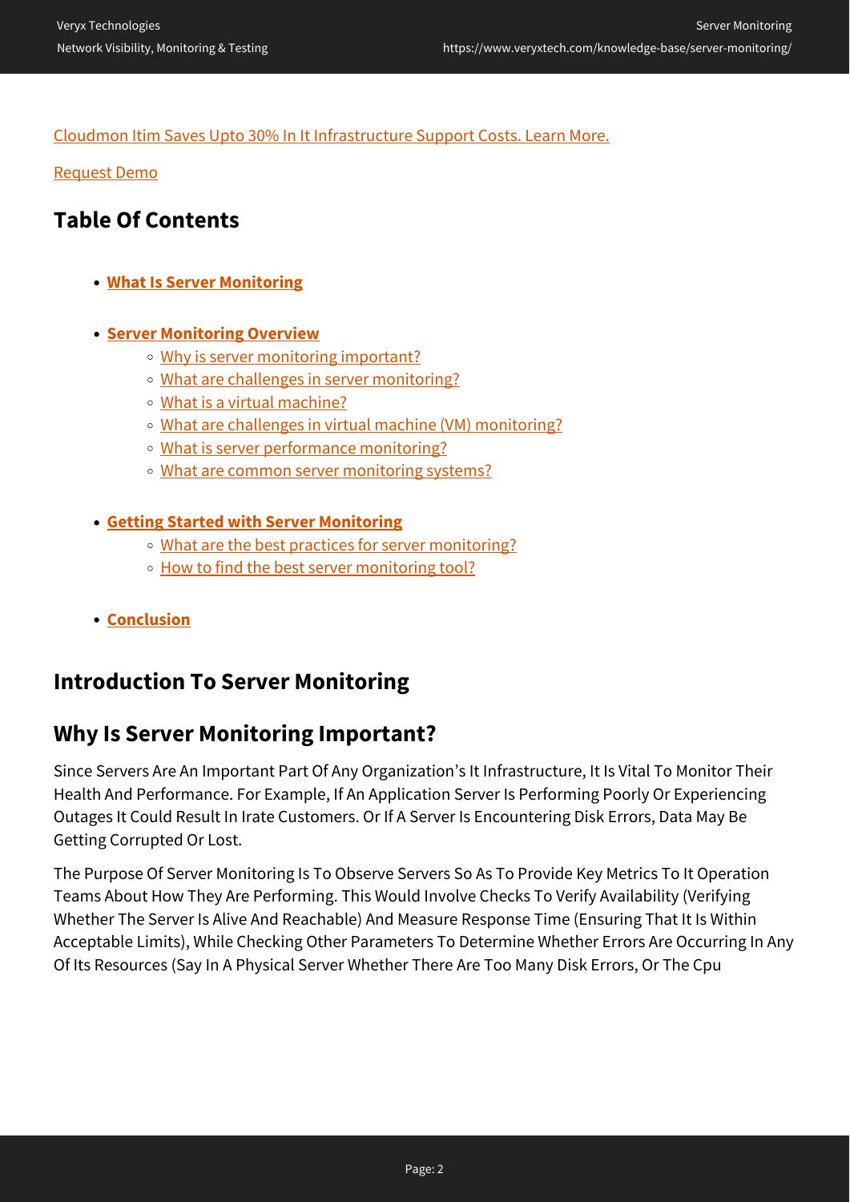[Cloudmon Itim Saves Upto 30% In It Infrastructure Support Costs. Learn More.](https://www.veryxtech.com/knowledge-base/server-monitoring/)

[Request Demo](https://www.veryxtech.com/knowledge-base/server-monitoring/)

## Table Of Contents

- **What Is Server Monitoring**
- **Server Monitoring Overview**
  - Why is server monitoring important?
  - What are challenges in server monitoring?
  - What is a virtual machine?
  - What are challenges in virtual machine (VM) monitoring?
  - What is server performance monitoring?
  - What are common server monitoring systems?
- **Getting Started with Server Monitoring**
  - What are the best practices for server monitoring?
  - How to find the best server monitoring tool?
- **Conclusion**

## Introduction To Server Monitoring

## Why Is Server Monitoring Important?

Since Servers Are An Important Part Of Any Organization's It Infrastructure, It Is Vital To Monitor Their Health And Performance. For Example, If An Application Server Is Performing Poorly Or Experiencing Outages It Could Result In Irate Customers. Or If A Server Is Encountering Disk Errors, Data May Be Getting Corrupted Or Lost.

The Purpose Of Server Monitoring Is To Observe Servers So As To Provide Key Metrics To It Operation Teams About How They Are Performing. This Would Involve Checks To Verify Availability (Verifying Whether The Server Is Alive And Reachable) And Measure Response Time (Ensuring That It Is Within Acceptable Limits), While Checking Other Parameters To Determine Whether Errors Are Occurring In Any Of Its Resources (Say In A Physical Server Whether There Are Too Many Disk Errors, Or The Cpu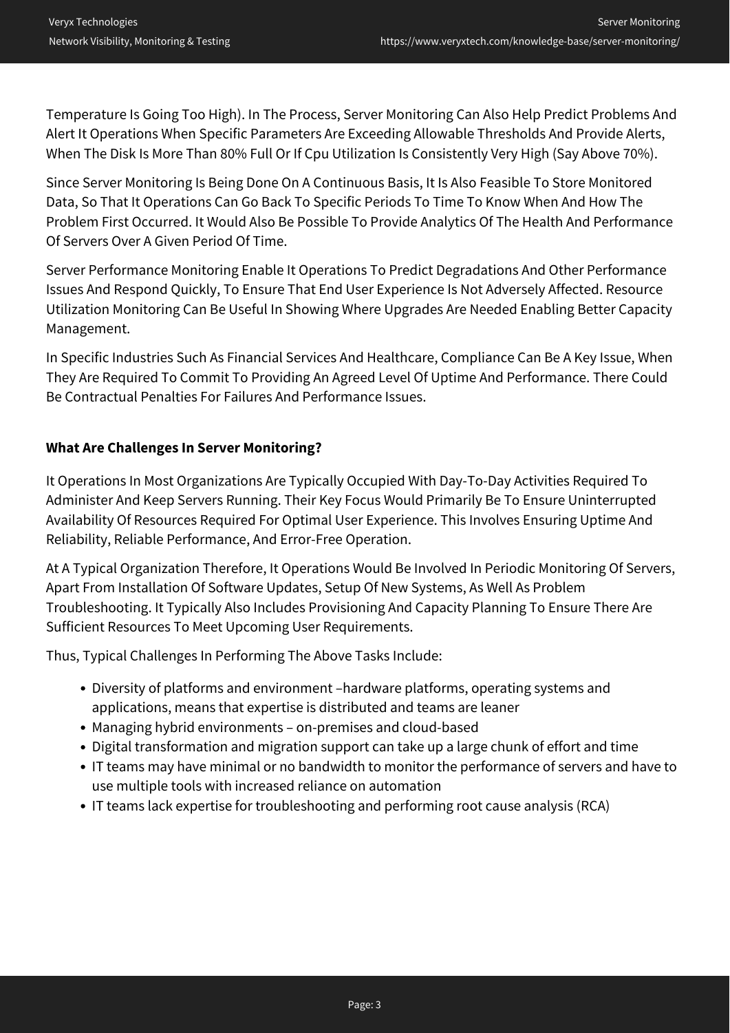Temperature Is Going Too High). In The Process, Server Monitoring Can Also Help Predict Problems And Alert It Operations When Specific Parameters Are Exceeding Allowable Thresholds And Provide Alerts, When The Disk Is More Than 80% Full Or If Cpu Utilization Is Consistently Very High (Say Above 70%).

Since Server Monitoring Is Being Done On A Continuous Basis, It Is Also Feasible To Store Monitored Data, So That It Operations Can Go Back To Specific Periods To Time To Know When And How The Problem First Occurred. It Would Also Be Possible To Provide Analytics Of The Health And Performance Of Servers Over A Given Period Of Time.

Server Performance Monitoring Enable It Operations To Predict Degradations And Other Performance Issues And Respond Quickly, To Ensure That End User Experience Is Not Adversely Affected. Resource Utilization Monitoring Can Be Useful In Showing Where Upgrades Are Needed Enabling Better Capacity Management.

In Specific Industries Such As Financial Services And Healthcare, Compliance Can Be A Key Issue, When They Are Required To Commit To Providing An Agreed Level Of Uptime And Performance. There Could Be Contractual Penalties For Failures And Performance Issues.

**What Are Challenges In Server Monitoring?**

It Operations In Most Organizations Are Typically Occupied With Day-To-Day Activities Required To Administer And Keep Servers Running. Their Key Focus Would Primarily Be To Ensure Uninterrupted Availability Of Resources Required For Optimal User Experience. This Involves Ensuring Uptime And Reliability, Reliable Performance, And Error-Free Operation.

At A Typical Organization Therefore, It Operations Would Be Involved In Periodic Monitoring Of Servers, Apart From Installation Of Software Updates, Setup Of New Systems, As Well As Problem Troubleshooting. It Typically Also Includes Provisioning And Capacity Planning To Ensure There Are Sufficient Resources To Meet Upcoming User Requirements.

Thus, Typical Challenges In Performing The Above Tasks Include:

- Diversity of platforms and environment –hardware platforms, operating systems and applications, means that expertise is distributed and teams are leaner
- Managing hybrid environments – on-premises and cloud-based
- Digital transformation and migration support can take up a large chunk of effort and time
- IT teams may have minimal or no bandwidth to monitor the performance of servers and have to use multiple tools with increased reliance on automation
- IT teams lack expertise for troubleshooting and performing root cause analysis (RCA)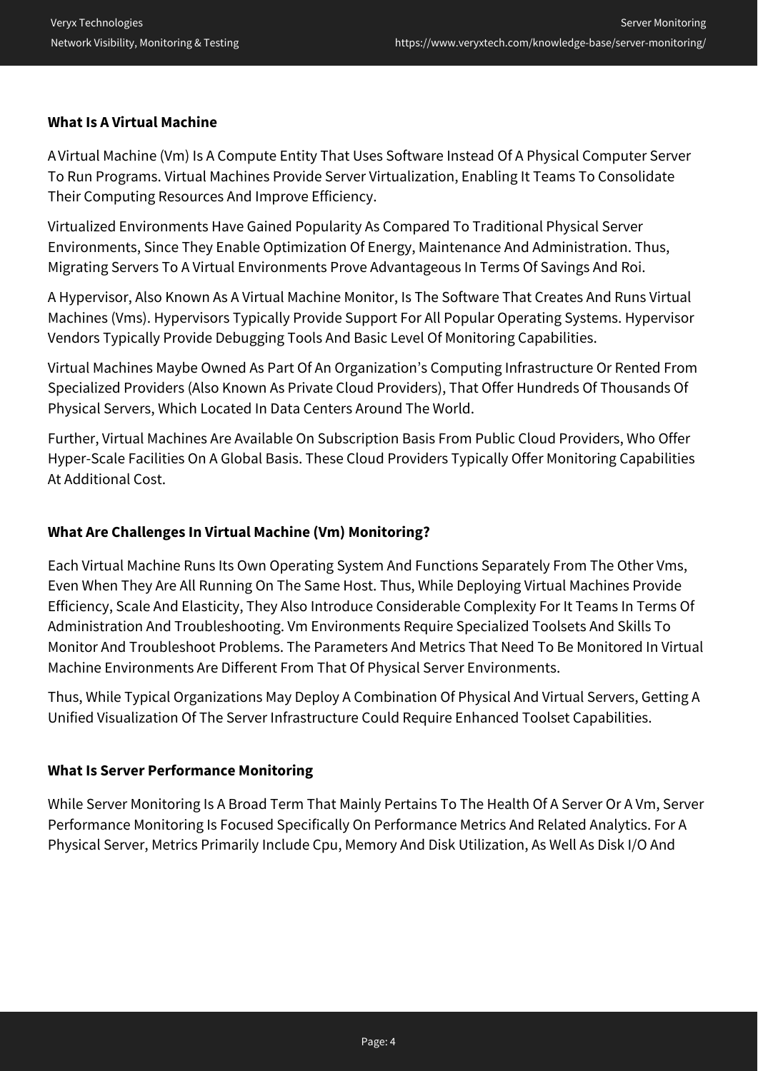### What Is A Virtual Machine

A Virtual Machine (Vm) Is A Compute Entity That Uses Software Instead Of A Physical Computer Server To Run Programs. Virtual Machines Provide Server Virtualization, Enabling It Teams To Consolidate Their Computing Resources And Improve Efficiency.

Virtualized Environments Have Gained Popularity As Compared To Traditional Physical Server Environments, Since They Enable Optimization Of Energy, Maintenance And Administration. Thus, Migrating Servers To A Virtual Environments Prove Advantageous In Terms Of Savings And Roi.

A Hypervisor, Also Known As A Virtual Machine Monitor, Is The Software That Creates And Runs Virtual Machines (Vms). Hypervisors Typically Provide Support For All Popular Operating Systems. Hypervisor Vendors Typically Provide Debugging Tools And Basic Level Of Monitoring Capabilities.

Virtual Machines Maybe Owned As Part Of An Organization's Computing Infrastructure Or Rented From Specialized Providers (Also Known As Private Cloud Providers), That Offer Hundreds Of Thousands Of Physical Servers, Which Located In Data Centers Around The World.

Further, Virtual Machines Are Available On Subscription Basis From Public Cloud Providers, Who Offer Hyper-Scale Facilities On A Global Basis. These Cloud Providers Typically Offer Monitoring Capabilities At Additional Cost.

### What Are Challenges In Virtual Machine (Vm) Monitoring?

Each Virtual Machine Runs Its Own Operating System And Functions Separately From The Other Vms, Even When They Are All Running On The Same Host. Thus, While Deploying Virtual Machines Provide Efficiency, Scale And Elasticity, They Also Introduce Considerable Complexity For It Teams In Terms Of Administration And Troubleshooting. Vm Environments Require Specialized Toolsets And Skills To Monitor And Troubleshoot Problems. The Parameters And Metrics That Need To Be Monitored In Virtual Machine Environments Are Different From That Of Physical Server Environments.

Thus, While Typical Organizations May Deploy A Combination Of Physical And Virtual Servers, Getting A Unified Visualization Of The Server Infrastructure Could Require Enhanced Toolset Capabilities.

### What Is Server Performance Monitoring

While Server Monitoring Is A Broad Term That Mainly Pertains To The Health Of A Server Or A Vm, Server Performance Monitoring Is Focused Specifically On Performance Metrics And Related Analytics. For A Physical Server, Metrics Primarily Include Cpu, Memory And Disk Utilization, As Well As Disk I/O And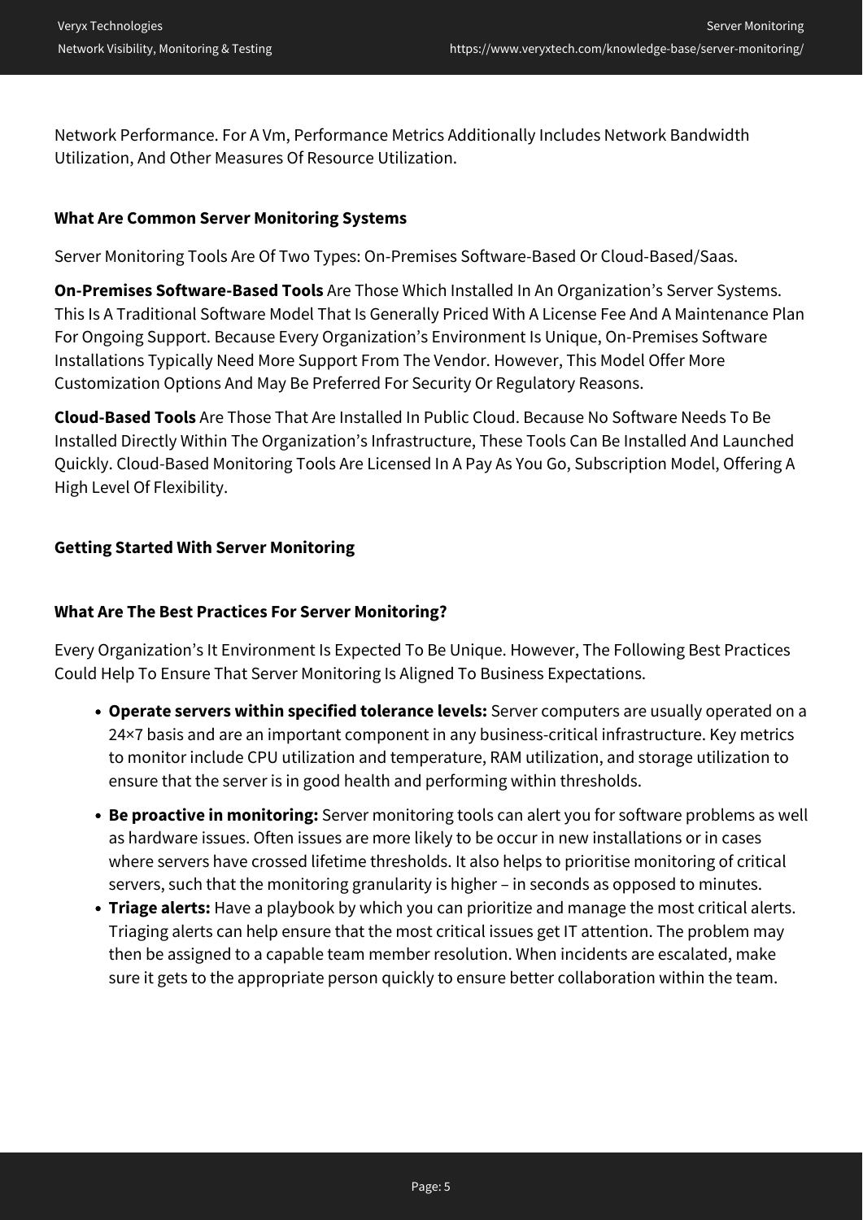Network Performance. For A Vm, Performance Metrics Additionally Includes Network Bandwidth Utilization, And Other Measures Of Resource Utilization.

### What Are Common Server Monitoring Systems

Server Monitoring Tools Are Of Two Types: On-Premises Software-Based Or Cloud-Based/Saas.

**On-Premises Software-Based Tools** Are Those Which Installed In An Organization's Server Systems. This Is A Traditional Software Model That Is Generally Priced With A License Fee And A Maintenance Plan For Ongoing Support. Because Every Organization's Environment Is Unique, On-Premises Software Installations Typically Need More Support From The Vendor. However, This Model Offer More Customization Options And May Be Preferred For Security Or Regulatory Reasons.

**Cloud-Based Tools** Are Those That Are Installed In Public Cloud. Because No Software Needs To Be Installed Directly Within The Organization's Infrastructure, These Tools Can Be Installed And Launched Quickly. Cloud-Based Monitoring Tools Are Licensed In A Pay As You Go, Subscription Model, Offering A High Level Of Flexibility.

### Getting Started With Server Monitoring

### What Are The Best Practices For Server Monitoring?

Every Organization's It Environment Is Expected To Be Unique. However, The Following Best Practices Could Help To Ensure That Server Monitoring Is Aligned To Business Expectations.

- **Operate servers within specified tolerance levels:** Server computers are usually operated on a 24×7 basis and are an important component in any business-critical infrastructure. Key metrics to monitor include CPU utilization and temperature, RAM utilization, and storage utilization to ensure that the server is in good health and performing within thresholds.
- **Be proactive in monitoring:** Server monitoring tools can alert you for software problems as well as hardware issues. Often issues are more likely to be occur in new installations or in cases where servers have crossed lifetime thresholds. It also helps to prioritise monitoring of critical servers, such that the monitoring granularity is higher – in seconds as opposed to minutes.
- **Triage alerts:** Have a playbook by which you can prioritize and manage the most critical alerts. Triaging alerts can help ensure that the most critical issues get IT attention. The problem may then be assigned to a capable team member resolution. When incidents are escalated, make sure it gets to the appropriate person quickly to ensure better collaboration within the team.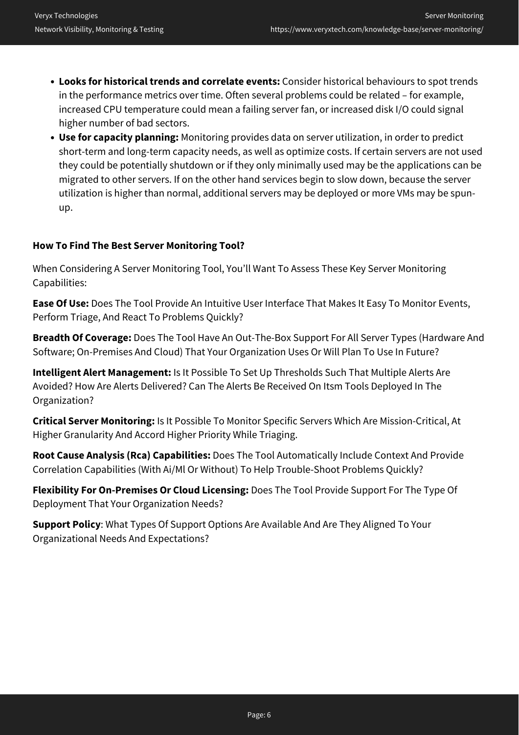- **Looks for historical trends and correlate events:** Consider historical behaviours to spot trends in the performance metrics over time. Often several problems could be related – for example, increased CPU temperature could mean a failing server fan, or increased disk I/O could signal higher number of bad sectors.
- **Use for capacity planning:** Monitoring provides data on server utilization, in order to predict short-term and long-term capacity needs, as well as optimize costs. If certain servers are not used they could be potentially shutdown or if they only minimally used may be the applications can be migrated to other servers. If on the other hand services begin to slow down, because the server utilization is higher than normal, additional servers may be deployed or more VMs may be spun-up.

**How To Find The Best Server Monitoring Tool?**

When Considering A Server Monitoring Tool, You'll Want To Assess These Key Server Monitoring Capabilities:

**Ease Of Use:** Does The Tool Provide An Intuitive User Interface That Makes It Easy To Monitor Events, Perform Triage, And React To Problems Quickly?

**Breadth Of Coverage:** Does The Tool Have An Out-The-Box Support For All Server Types (Hardware And Software; On-Premises And Cloud) That Your Organization Uses Or Will Plan To Use In Future?

**Intelligent Alert Management:** Is It Possible To Set Up Thresholds Such That Multiple Alerts Are Avoided? How Are Alerts Delivered? Can The Alerts Be Received On Itsm Tools Deployed In The Organization?

**Critical Server Monitoring:** Is It Possible To Monitor Specific Servers Which Are Mission-Critical, At Higher Granularity And Accord Higher Priority While Triaging.

**Root Cause Analysis (Rca) Capabilities:** Does The Tool Automatically Include Context And Provide Correlation Capabilities (With Ai/Ml Or Without) To Help Trouble-Shoot Problems Quickly?

**Flexibility For On-Premises Or Cloud Licensing:** Does The Tool Provide Support For The Type Of Deployment That Your Organization Needs?

**Support Policy**: What Types Of Support Options Are Available And Are They Aligned To Your Organizational Needs And Expectations?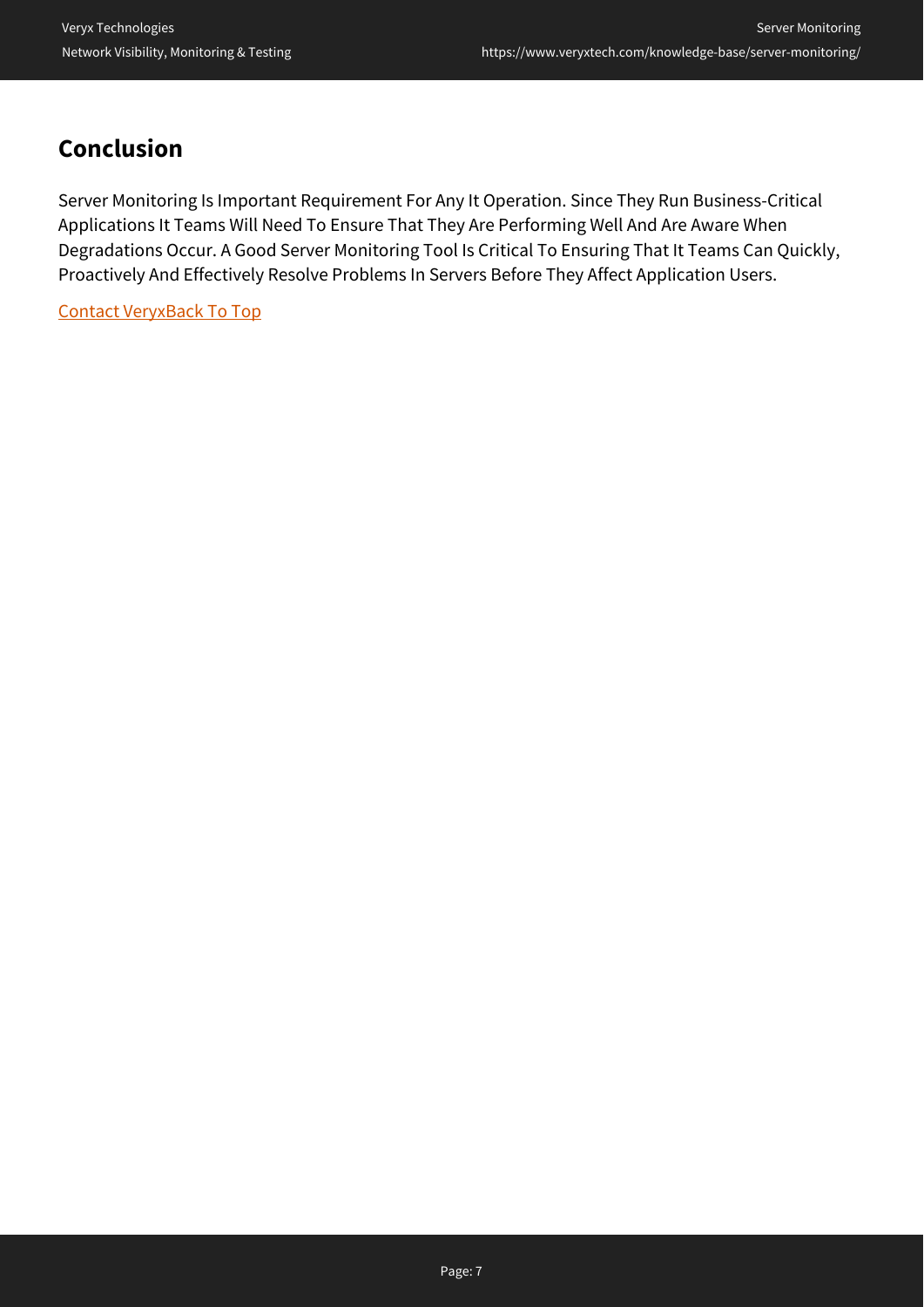## Conclusion

Server Monitoring Is Important Requirement For Any It Operation. Since They Run Business-Critical Applications It Teams Will Need To Ensure That They Are Performing Well And Are Aware When Degradations Occur. A Good Server Monitoring Tool Is Critical To Ensuring That It Teams Can Quickly, Proactively And Effectively Resolve Problems In Servers Before They Affect Application Users.

Contact VeryxBack To Top